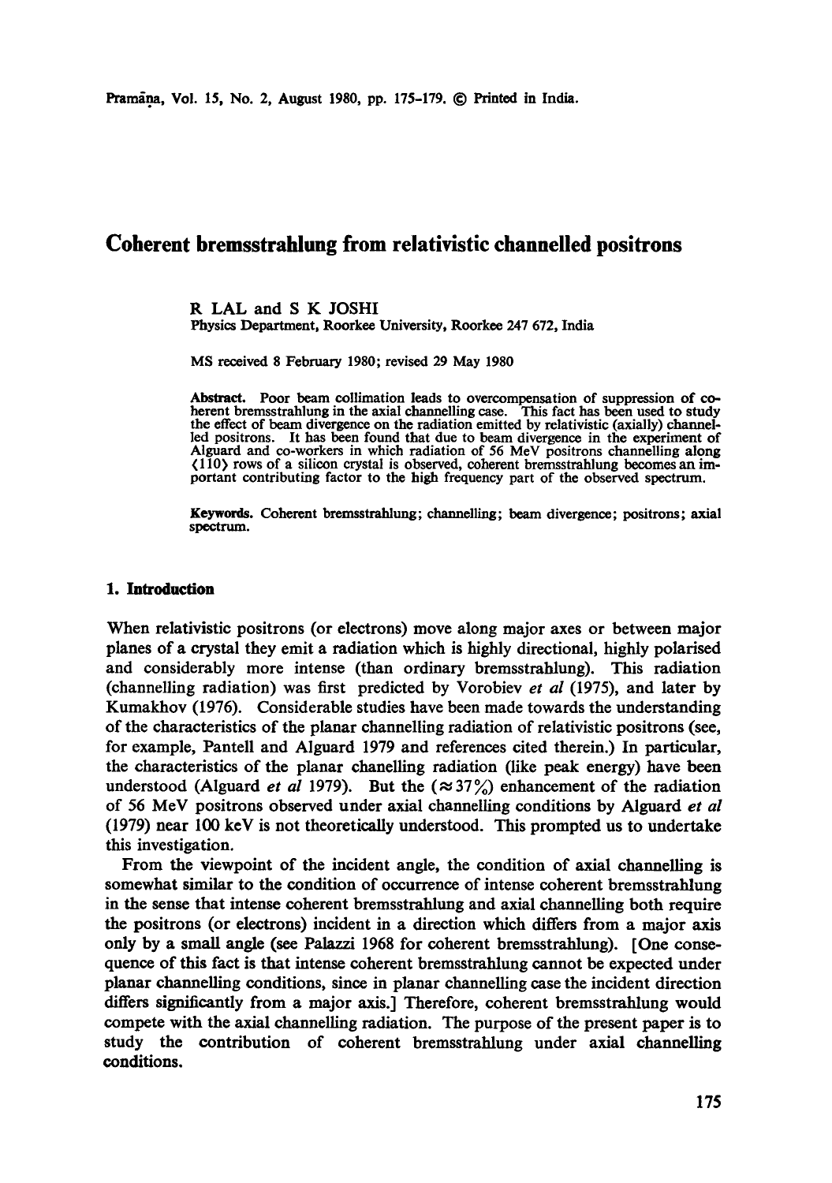# Coherent bremsstrahlung from relativistic channelled positrons

R LAL and S K JOSHI

Physics Department, Roorkee University, Roorkee 247 672, India

MS received 8 February 1980; revised 29 May 1980

**Abstract.** Poor beam collimation leads to overcompensation of suppression of coherent bremsstrahlung in the axial channelling case. This fact has been used to study the effect of beam divergence on the radiation emitted by relativistic (axially) channelled positrons. It has been found that due to beam divergence in the experiment of Alguard and co-workers in which radiation of 56 MeV positrons channelling along ⟨110⟩ rows of a silicon crystal is observed, coherent bremsstrahlung becomes an important contributing factor to the high frequency part of the observed spectrum.

**Keywords.** Coherent bremsstrahlung; channelling; beam divergence; positrons; axial spectrum.

## 1. Introduction

When relativistic positrons (or electrons) move along major axes or between major planes of a crystal they emit a radiation which is highly directional, highly polarised and considerably more intense (than ordinary bremsstrahlung). This radiation (channelling radiation) was first predicted by Vorobiev *et al* (1975), and later by Kumakhov (1976). Considerable studies have been made towards the understanding of the characteristics of the planar channelling radiation of relativistic positrons (see, for example, Pantell and Alguard 1979 and references cited therein.) In particular, the characteristics of the planar chanelling radiation (like peak energy) have been understood (Alguard *et al* 1979). But the ($\approx 37\%$) enhancement of the radiation of 56 MeV positrons observed under axial channelling conditions by Alguard *et al* (1979) near 100 keV is not theoretically understood. This prompted us to undertake this investigation.

From the viewpoint of the incident angle, the condition of axial channelling is somewhat similar to the condition of occurrence of intense coherent bremsstrahlung in the sense that intense coherent bremsstrahlung and axial channelling both require the positrons (or electrons) incident in a direction which differs from a major axis only by a small angle (see Palazzi 1968 for coherent bremsstrahlung). [One consequence of this fact is that intense coherent bremsstrahlung cannot be expected under planar channelling conditions, since in planar channelling case the incident direction differs significantly from a major axis.] Therefore, coherent bremsstrahlung would compete with the axial channelling radiation. The purpose of the present paper is to study the contribution of coherent bremsstrahlung under axial channelling conditions.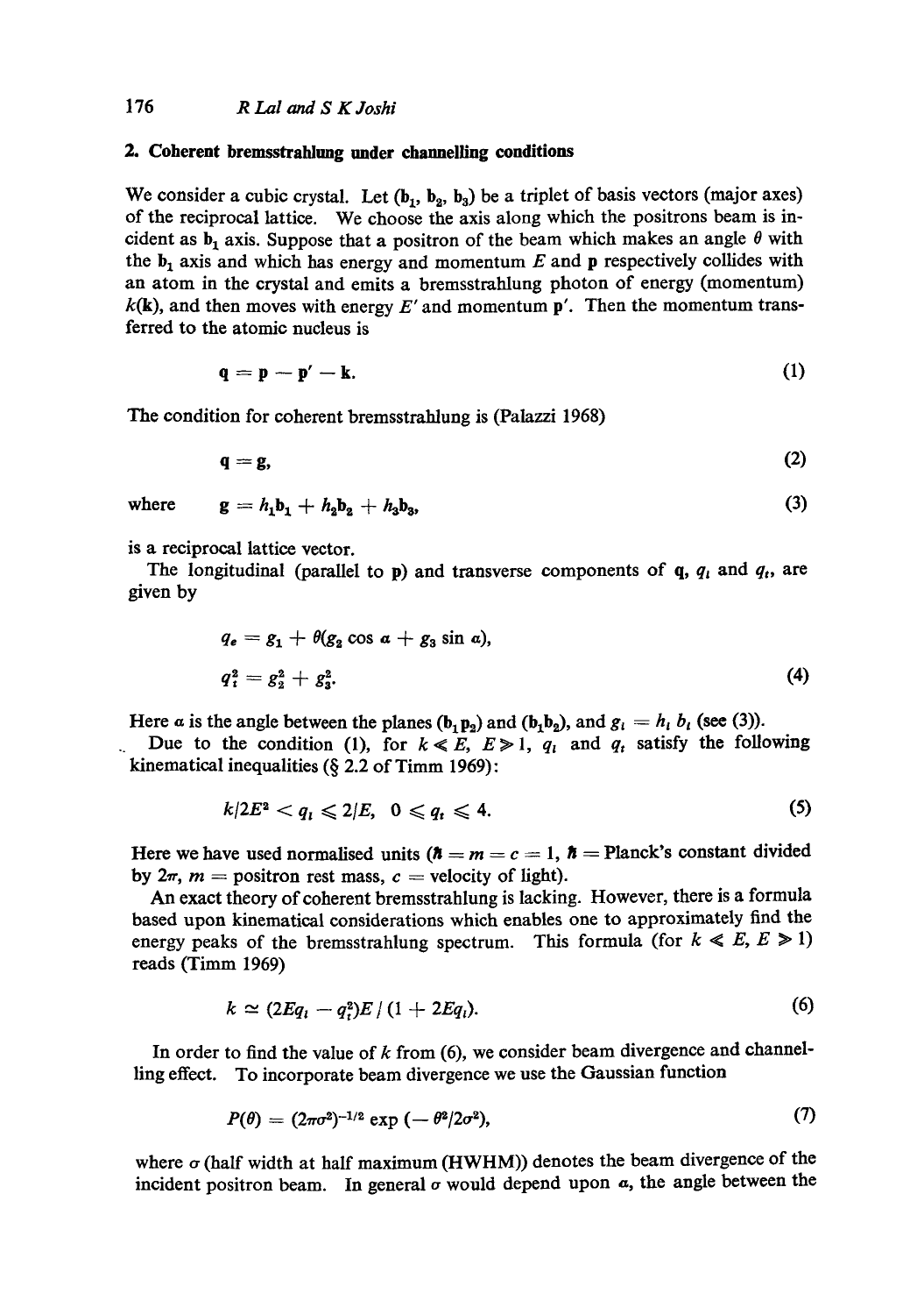## 2. Coherent bremsstrahlung under channelling conditions

We consider a cubic crystal. Let ($\mathbf{b}_1$, $\mathbf{b}_2$, $\mathbf{b}_3$) be a triplet of basis vectors (major axes) of the reciprocal lattice. We choose the axis along which the positrons beam is incident as $\mathbf{b}_1$ axis. Suppose that a positron of the beam which makes an angle $\theta$ with the $\mathbf{b}_1$ axis and which has energy and momentum $E$ and $\mathbf{p}$ respectively collides with an atom in the crystal and emits a bremsstrahlung photon of energy (momentum) $k(\mathbf{k})$, and then moves with energy $E'$ and momentum $\mathbf{p}'$. Then the momentum transferred to the atomic nucleus is

$$\mathbf{q} = \mathbf{p} - \mathbf{p}' - \mathbf{k}. \tag{1}$$

The condition for coherent bremsstrahlung is (Palazzi 1968)

$$\mathbf{q} = \mathbf{g}, \tag{2}$$

where
$$\mathbf{g} = h_1\mathbf{b}_1 + h_2\mathbf{b}_2 + h_3\mathbf{b}_3, \tag{3}$$

is a reciprocal lattice vector.

The longitudinal (parallel to $\mathbf{p}$) and transverse components of $\mathbf{q}$, $q_l$ and $q_t$, are given by

$$q_e = g_1 + \theta(g_2 \cos \alpha + g_3 \sin \alpha),$$
$$q_t^2 = g_2^2 + g_3^2. \tag{4}$$

Here $\alpha$ is the angle between the planes ($\mathbf{b}_1\mathbf{p}_2$) and ($\mathbf{b}_1\mathbf{b}_2$), and $g_i = h_i\, b_i$ (see (3)).

Due to the condition (1), for $k \ll E$, $E \gg 1$, $q_l$ and $q_t$ satisfy the following kinematical inequalities (§ 2.2 of Timm 1969):

$$k/2E^2 < q_l \leqslant 2/E, \quad 0 \leqslant q_t \leqslant 4. \tag{5}$$

Here we have used normalised units ($\hbar = m = c = 1$, $\hbar$ = Planck's constant divided by $2\pi$, $m$ = positron rest mass, $c$ = velocity of light).

An exact theory of coherent bremsstrahlung is lacking. However, there is a formula based upon kinematical considerations which enables one to approximately find the energy peaks of the bremsstrahlung spectrum. This formula (for $k \ll E$, $E \gg 1$) reads (Timm 1969)

$$k \simeq (2Eq_l - q_t^2)E \,/\, (1 + 2Eq_l). \tag{6}$$

In order to find the value of $k$ from (6), we consider beam divergence and channelling effect. To incorporate beam divergence we use the Gaussian function

$$P(\theta) = (2\pi\sigma^2)^{-1/2} \exp\left(-\theta^2/2\sigma^2\right), \tag{7}$$

where $\sigma$ (half width at half maximum (HWHM)) denotes the beam divergence of the incident positron beam. In general $\sigma$ would depend upon $\alpha$, the angle between the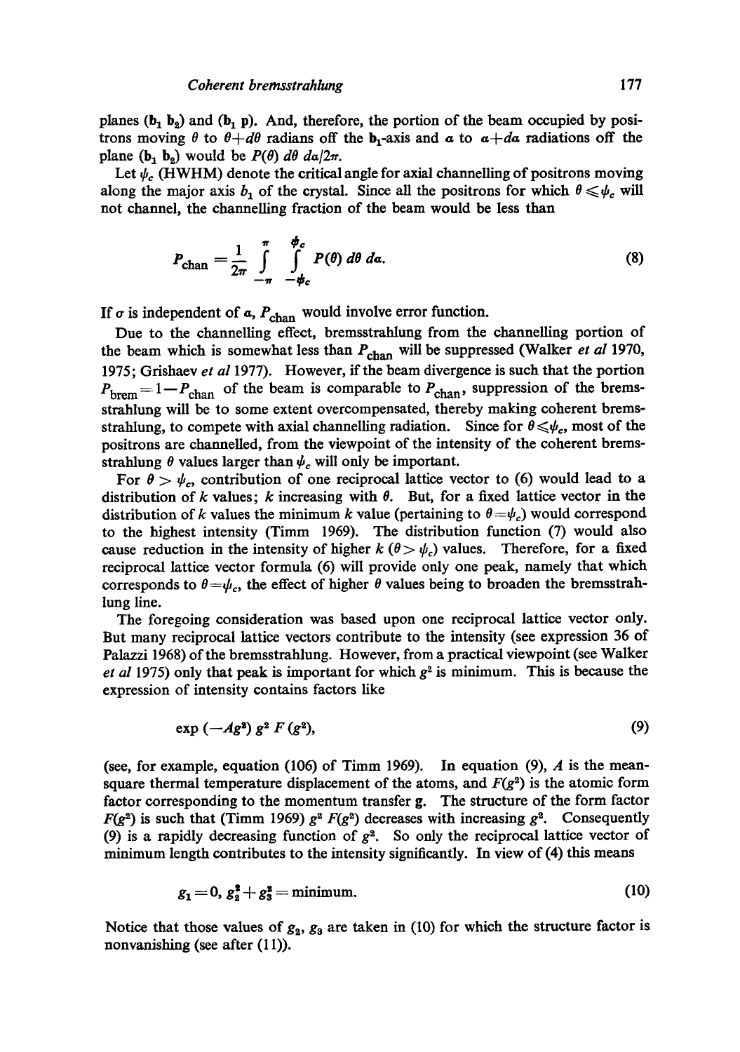planes ($\mathbf{b}_1$ $\mathbf{b}_2$) and ($\mathbf{b}_1$ $\mathbf{p}$). And, therefore, the portion of the beam occupied by positrons moving $\theta$ to $\theta+d\theta$ radians off the $\mathbf{b}_1$-axis and $\alpha$ to $\alpha+d\alpha$ radiations off the plane ($\mathbf{b}_1$ $\mathbf{b}_2$) would be $P(\theta)\, d\theta\, d\alpha/2\pi$.

Let $\psi_c$ (HWHM) denote the critical angle for axial channelling of positrons moving along the major axis $b_1$ of the crystal. Since all the positrons for which $\theta \leqslant \psi_c$ will not channel, the channelling fraction of the beam would be less than

$$P_{\text{chan}} = \frac{1}{2\pi} \int_{-\pi}^{\pi} \int_{-\psi_c}^{\psi_c} P(\theta)\, d\theta\, d\alpha. \tag{8}$$

If $\sigma$ is independent of $\alpha$, $P_{\text{chan}}$ would involve error function.

Due to the channelling effect, bremsstrahlung from the channelling portion of the beam which is somewhat less than $P_{\text{chan}}$ will be suppressed (Walker *et al* 1970, 1975; Grishaev *et al* 1977). However, if the beam divergence is such that the portion $P_{\text{brem}} = 1 - P_{\text{chan}}$ of the beam is comparable to $P_{\text{chan}}$, suppression of the bremsstrahlung will be to some extent overcompensated, thereby making coherent bremsstrahlung, to compete with axial channelling radiation. Since for $\theta \leqslant \psi_c$, most of the positrons are channelled, from the viewpoint of the intensity of the coherent bremsstrahlung $\theta$ values larger than $\psi_c$ will only be important.

For $\theta > \psi_c$, contribution of one reciprocal lattice vector to (6) would lead to a distribution of $k$ values; $k$ increasing with $\theta$. But, for a fixed lattice vector in the distribution of $k$ values the minimum $k$ value (pertaining to $\theta = \psi_c$) would correspond to the highest intensity (Timm 1969). The distribution function (7) would also cause reduction in the intensity of higher $k$ ($\theta > \psi_c$) values. Therefore, for a fixed reciprocal lattice vector formula (6) will provide only one peak, namely that which corresponds to $\theta = \psi_c$, the effect of higher $\theta$ values being to broaden the bremsstrahlung line.

The foregoing consideration was based upon one reciprocal lattice vector only. But many reciprocal lattice vectors contribute to the intensity (see expression 36 of Palazzi 1968) of the bremsstrahlung. However, from a practical viewpoint (see Walker *et al* 1975) only that peak is important for which $g^2$ is minimum. This is because the expression of intensity contains factors like

$$\exp(-Ag^2)\, g^2\, F(g^2), \tag{9}$$

(see, for example, equation (106) of Timm 1969). In equation (9), $A$ is the mean-square thermal temperature displacement of the atoms, and $F(g^2)$ is the atomic form factor corresponding to the momentum transfer $\mathbf{g}$. The structure of the form factor $F(g^2)$ is such that (Timm 1969) $g^2 F(g^2)$ decreases with increasing $g^2$. Consequently (9) is a rapidly decreasing function of $g^2$. So only the reciprocal lattice vector of minimum length contributes to the intensity significantly. In view of (4) this means

$$g_1 = 0,\; g_2^2 + g_3^2 = \text{minimum}. \tag{10}$$

Notice that those values of $g_2$, $g_3$ are taken in (10) for which the structure factor is nonvanishing (see after (11)).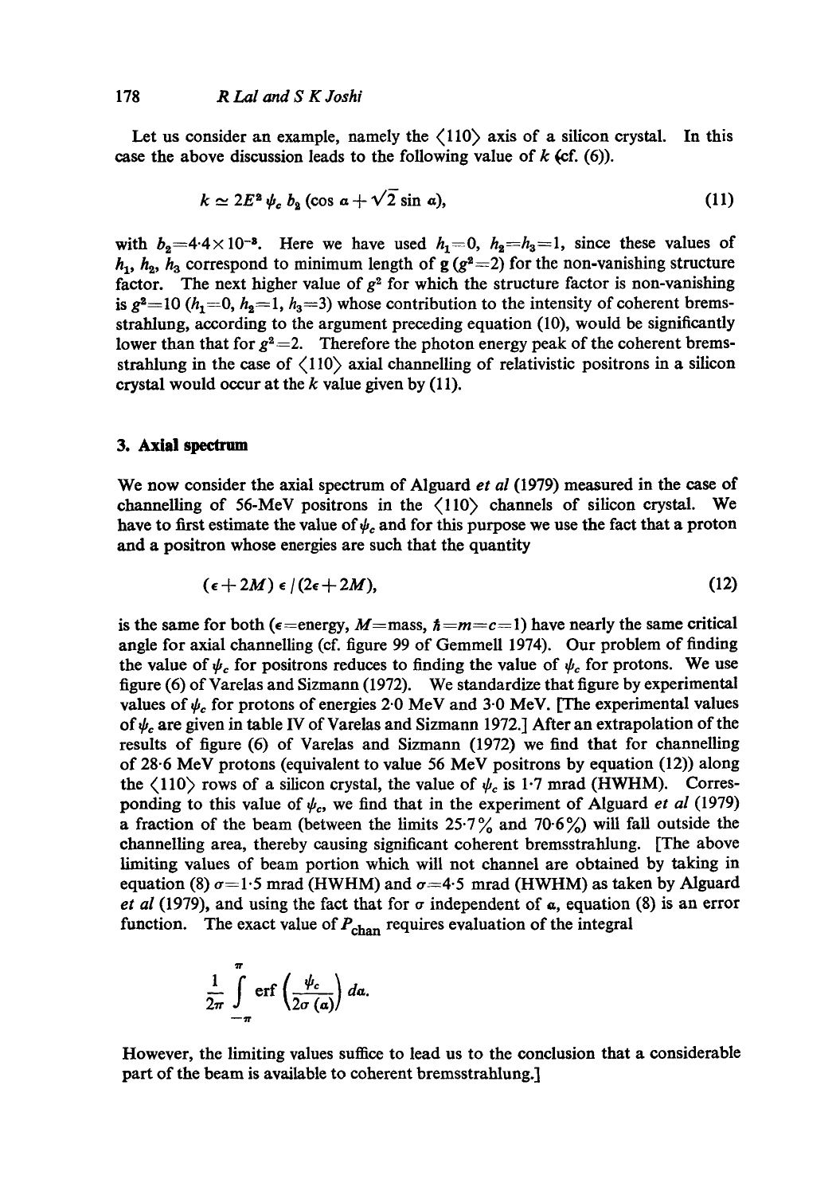Let us consider an example, namely the $\langle 110\rangle$ axis of a silicon crystal. In this case the above discussion leads to the following value of $k$ (cf. (6)).

$$k \simeq 2E^2 \psi_c \, b_2 (\cos \alpha + \sqrt{2} \sin \alpha), \tag{11}$$

with $b_2 = 4{\cdot}4 \times 10^{-3}$. Here we have used $h_1 = 0$, $h_2 = h_3 = 1$, since these values of $h_1$, $h_2$, $h_3$ correspond to minimum length of $\mathbf{g}$ ($g^2 = 2$) for the non-vanishing structure factor. The next higher value of $g^2$ for which the structure factor is non-vanishing is $g^2 = 10$ ($h_1 = 0$, $h_2 = 1$, $h_3 = 3$) whose contribution to the intensity of coherent bremsstrahlung, according to the argument preceding equation (10), would be significantly lower than that for $g^2 = 2$. Therefore the photon energy peak of the coherent bremsstrahlung in the case of $\langle 110\rangle$ axial channelling of relativistic positrons in a silicon crystal would occur at the $k$ value given by (11).

## 3. Axial spectrum

We now consider the axial spectrum of Alguard *et al* (1979) measured in the case of channelling of 56-MeV positrons in the $\langle 110\rangle$ channels of silicon crystal. We have to first estimate the value of $\psi_c$ and for this purpose we use the fact that a proton and a positron whose energies are such that the quantity

$$(\epsilon + 2M)\, \epsilon \,/\, (2\epsilon + 2M), \tag{12}$$

is the same for both ($\epsilon$=energy, $M$=mass, $\hbar = m = c = 1$) have nearly the same critical angle for axial channelling (cf. figure 99 of Gemmell 1974). Our problem of finding the value of $\psi_c$ for positrons reduces to finding the value of $\psi_c$ for protons. We use figure (6) of Varelas and Sizmann (1972). We standardize that figure by experimental values of $\psi_c$ for protons of energies 2·0 MeV and 3·0 MeV. [The experimental values of $\psi_c$ are given in table IV of Varelas and Sizmann 1972.] After an extrapolation of the results of figure (6) of Varelas and Sizmann (1972) we find that for channelling of 28·6 MeV protons (equivalent to value 56 MeV positrons by equation (12)) along the $\langle 110\rangle$ rows of a silicon crystal, the value of $\psi_c$ is 1·7 mrad (HWHM). Corresponding to this value of $\psi_c$, we find that in the experiment of Alguard *et al* (1979) a fraction of the beam (between the limits 25·7% and 70·6%) will fall outside the channelling area, thereby causing significant coherent bremsstrahlung. [The above limiting values of beam portion which will not channel are obtained by taking in equation (8) $\sigma = 1{\cdot}5$ mrad (HWHM) and $\sigma = 4{\cdot}5$ mrad (HWHM) as taken by Alguard *et al* (1979), and using the fact that for $\sigma$ independent of $\alpha$, equation (8) is an error function. The exact value of $P_{\text{chan}}$ requires evaluation of the integral

$$\frac{1}{2\pi} \int_{-\pi}^{\pi} \operatorname{erf}\left(\frac{\psi_c}{2\sigma(\alpha)}\right) d\alpha.$$

However, the limiting values suffice to lead us to the conclusion that a considerable part of the beam is available to coherent bremsstrahlung.]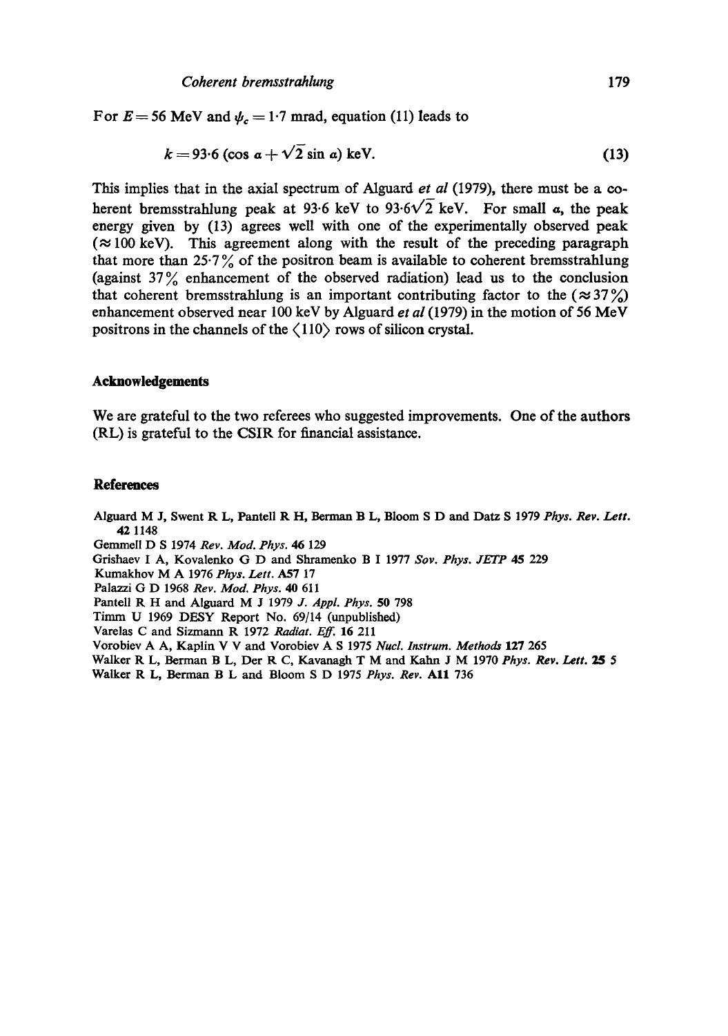For $E = 56$ MeV and $\psi_c = 1{\cdot}7$ mrad, equation (11) leads to

$$k = 93{\cdot}6 \,(\cos \alpha + \sqrt{2} \sin \alpha) \text{ keV}. \tag{13}$$

This implies that in the axial spectrum of Alguard *et al* (1979), there must be a coherent bremsstrahlung peak at 93·6 keV to $93{\cdot}6\sqrt{2}$ keV. For small $\alpha$, the peak energy given by (13) agrees well with one of the experimentally observed peak ($\approx 100$ keV). This agreement along with the result of the preceding paragraph that more than 25·7% of the positron beam is available to coherent bremsstrahlung (against 37% enhancement of the observed radiation) lead us to the conclusion that coherent bremsstrahlung is an important contributing factor to the ($\approx 37\%$) enhancement observed near 100 keV by Alguard *et al* (1979) in the motion of 56 MeV positrons in the channels of the $\langle 110 \rangle$ rows of silicon crystal.

## Acknowledgements

We are grateful to the two referees who suggested improvements. One of the authors (RL) is grateful to the CSIR for financial assistance.

## References

Alguard M J, Swent R L, Pantell R H, Berman B L, Bloom S D and Datz S 1979 *Phys. Rev. Lett.* **42** 1148

Gemmell D S 1974 *Rev. Mod. Phys.* **46** 129

Grishaev I A, Kovalenko G D and Shramenko B I 1977 *Sov. Phys. JETP* **45** 229

Kumakhov M A 1976 *Phys. Lett.* **A57** 17

Palazzi G D 1968 *Rev. Mod. Phys.* **40** 611

Pantell R H and Alguard M J 1979 *J. Appl. Phys.* **50** 798

Timm U 1969 DESY Report No. 69/14 (unpublished)

Varelas C and Sizmann R 1972 *Radiat. Eff.* **16** 211

Vorobiev A A, Kaplin V V and Vorobiev A S 1975 *Nucl. Instrum. Methods* **127** 265

Walker R L, Berman B L, Der R C, Kavanagh T M and Kahn J M 1970 *Phys. Rev. Lett.* **25** 5

Walker R L, Berman B L and Bloom S D 1975 *Phys. Rev.* **A11** 736